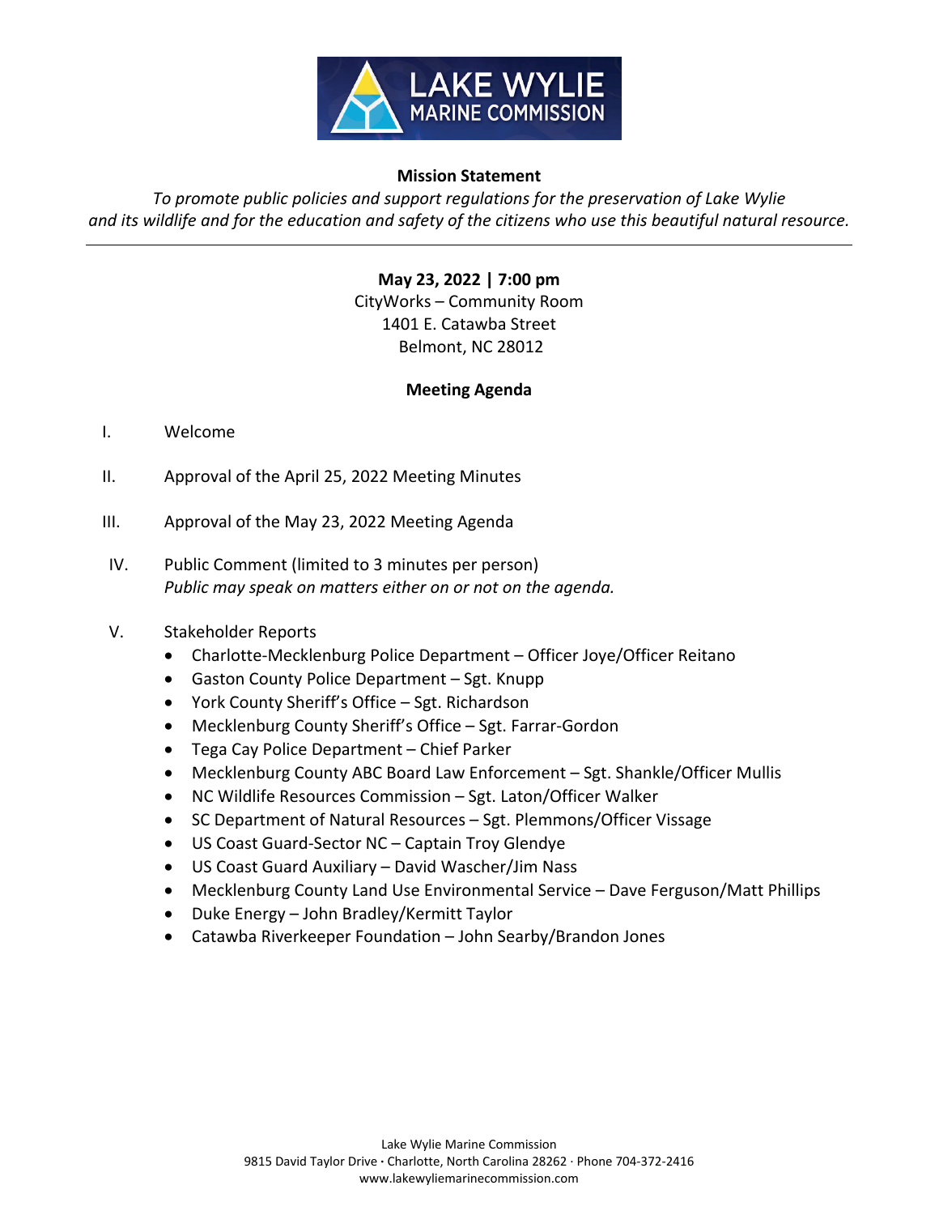LAKE WYLIE MARINE COMMISSION

**Mission Statement**

*To promote public policies and support regulations for the preservation of Lake Wylie and its wildlife and for the education and safety of the citizens who use this beautiful natural resource.*

---

**May 23, 2022 | 7:00 pm**
CityWorks – Community Room
1401 E. Catawba Street
Belmont, NC 28012

**Meeting Agenda**

I. Welcome

II. Approval of the April 25, 2022 Meeting Minutes

III. Approval of the May 23, 2022 Meeting Agenda

IV. Public Comment (limited to 3 minutes per person)
*Public may speak on matters either on or not on the agenda.*

V. Stakeholder Reports
- Charlotte-Mecklenburg Police Department – Officer Joye/Officer Reitano
- Gaston County Police Department – Sgt. Knupp
- York County Sheriff's Office – Sgt. Richardson
- Mecklenburg County Sheriff's Office – Sgt. Farrar-Gordon
- Tega Cay Police Department – Chief Parker
- Mecklenburg County ABC Board Law Enforcement – Sgt. Shankle/Officer Mullis
- NC Wildlife Resources Commission – Sgt. Laton/Officer Walker
- SC Department of Natural Resources – Sgt. Plemmons/Officer Vissage
- US Coast Guard-Sector NC – Captain Troy Glendye
- US Coast Guard Auxiliary – David Wascher/Jim Nass
- Mecklenburg County Land Use Environmental Service – Dave Ferguson/Matt Phillips
- Duke Energy – John Bradley/Kermitt Taylor
- Catawba Riverkeeper Foundation – John Searby/Brandon Jones

Lake Wylie Marine Commission
9815 David Taylor Drive · Charlotte, North Carolina 28262 · Phone 704-372-2416
www.lakewyliemarinecommission.com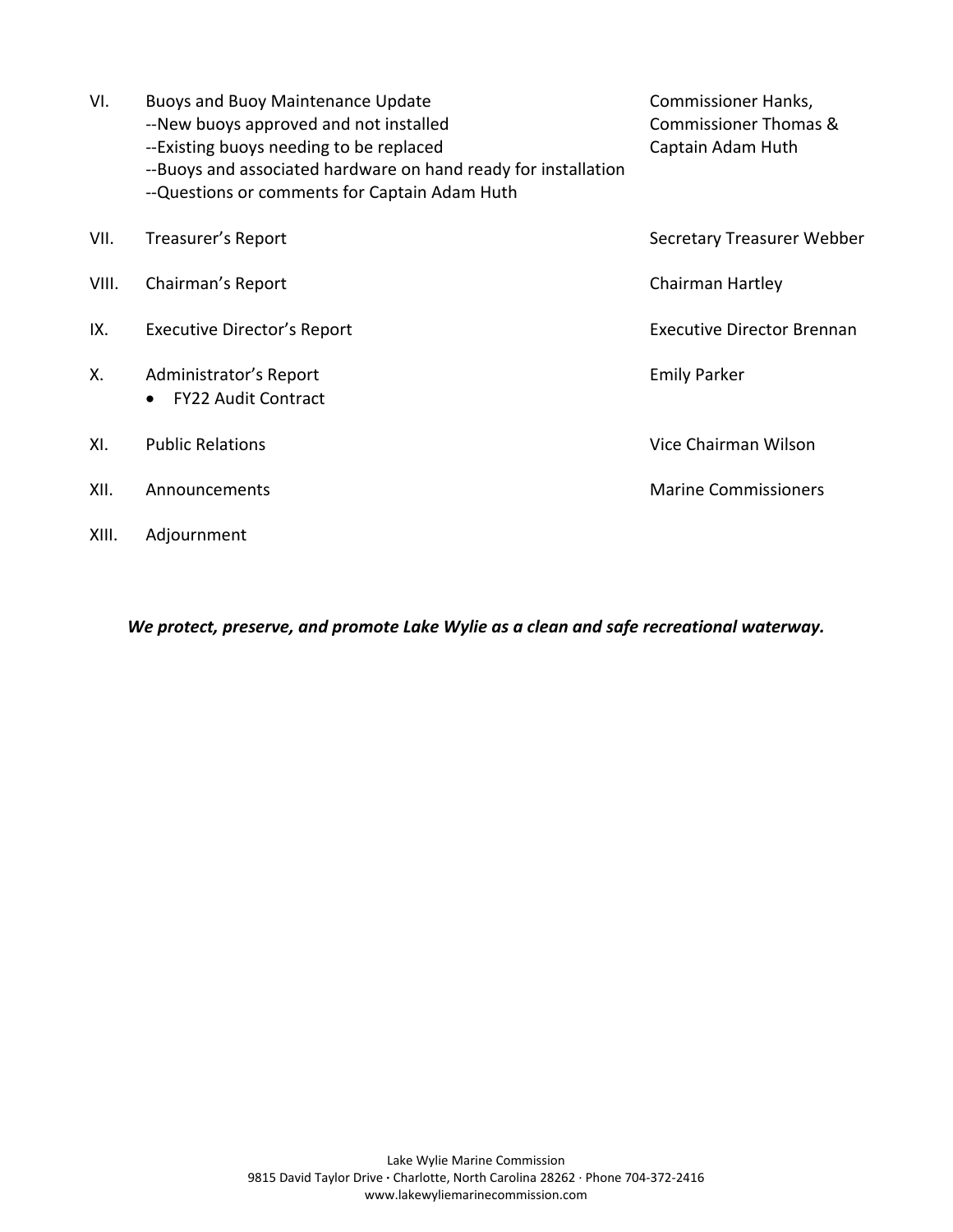| | | |
|---|---|---|
| VI. | Buoys and Buoy Maintenance Update<br>--New buoys approved and not installed<br>--Existing buoys needing to be replaced<br>--Buoys and associated hardware on hand ready for installation<br>--Questions or comments for Captain Adam Huth | Commissioner Hanks, Commissioner Thomas & Captain Adam Huth |
| VII. | Treasurer's Report | Secretary Treasurer Webber |
| VIII. | Chairman's Report | Chairman Hartley |
| IX. | Executive Director's Report | Executive Director Brennan |
| X. | Administrator's Report<br>• FY22 Audit Contract | Emily Parker |
| XI. | Public Relations | Vice Chairman Wilson |
| XII. | Announcements | Marine Commissioners |
| XIII. | Adjournment | |

***We protect, preserve, and promote Lake Wylie as a clean and safe recreational waterway.***

Lake Wylie Marine Commission
9815 David Taylor Drive · Charlotte, North Carolina 28262 · Phone 704-372-2416
www.lakewyliemarinecommission.com